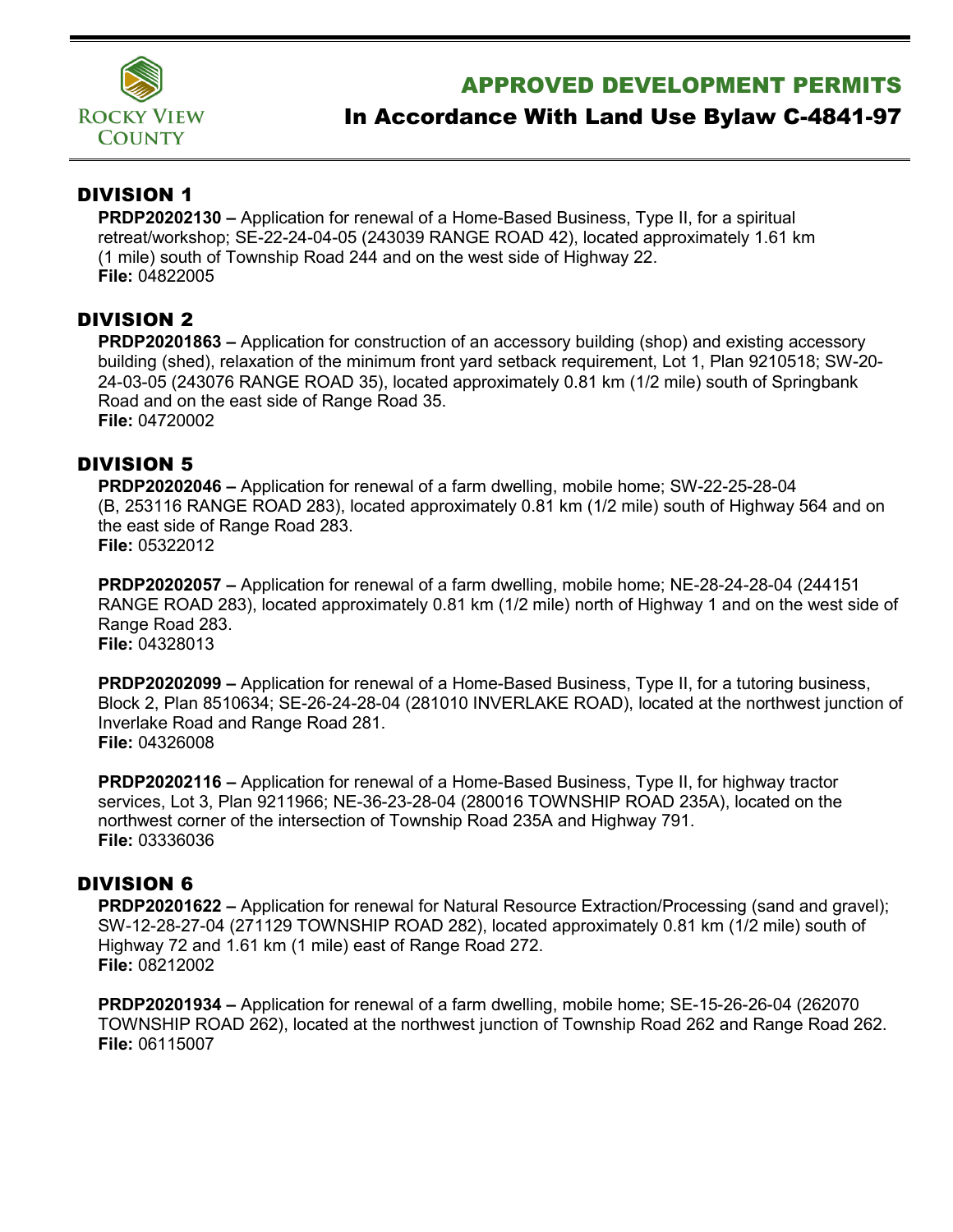Rocky View County

# APPROVED DEVELOPMENT PERMITS

## In Accordance With Land Use Bylaw C-4841-97

## DIVISION 1

**PRDP20202130 –** Application for renewal of a Home-Based Business, Type II, for a spiritual retreat/workshop; SE-22-24-04-05 (243039 RANGE ROAD 42), located approximately 1.61 km (1 mile) south of Township Road 244 and on the west side of Highway 22.
**File:** 04822005

## DIVISION 2

**PRDP20201863 –** Application for construction of an accessory building (shop) and existing accessory building (shed), relaxation of the minimum front yard setback requirement, Lot 1, Plan 9210518; SW-20-24-03-05 (243076 RANGE ROAD 35), located approximately 0.81 km (1/2 mile) south of Springbank Road and on the east side of Range Road 35.
**File:** 04720002

## DIVISION 5

**PRDP20202046 –** Application for renewal of a farm dwelling, mobile home; SW-22-25-28-04 (B, 253116 RANGE ROAD 283), located approximately 0.81 km (1/2 mile) south of Highway 564 and on the east side of Range Road 283.
**File:** 05322012

**PRDP20202057 –** Application for renewal of a farm dwelling, mobile home; NE-28-24-28-04 (244151 RANGE ROAD 283), located approximately 0.81 km (1/2 mile) north of Highway 1 and on the west side of Range Road 283.
**File:** 04328013

**PRDP20202099 –** Application for renewal of a Home-Based Business, Type II, for a tutoring business, Block 2, Plan 8510634; SE-26-24-28-04 (281010 INVERLAKE ROAD), located at the northwest junction of Inverlake Road and Range Road 281.
**File:** 04326008

**PRDP20202116 –** Application for renewal of a Home-Based Business, Type II, for highway tractor services, Lot 3, Plan 9211966; NE-36-23-28-04 (280016 TOWNSHIP ROAD 235A), located on the northwest corner of the intersection of Township Road 235A and Highway 791.
**File:** 03336036

## DIVISION 6

**PRDP20201622 –** Application for renewal for Natural Resource Extraction/Processing (sand and gravel); SW-12-28-27-04 (271129 TOWNSHIP ROAD 282), located approximately 0.81 km (1/2 mile) south of Highway 72 and 1.61 km (1 mile) east of Range Road 272.
**File:** 08212002

**PRDP20201934 –** Application for renewal of a farm dwelling, mobile home; SE-15-26-26-04 (262070 TOWNSHIP ROAD 262), located at the northwest junction of Township Road 262 and Range Road 262.
**File:** 06115007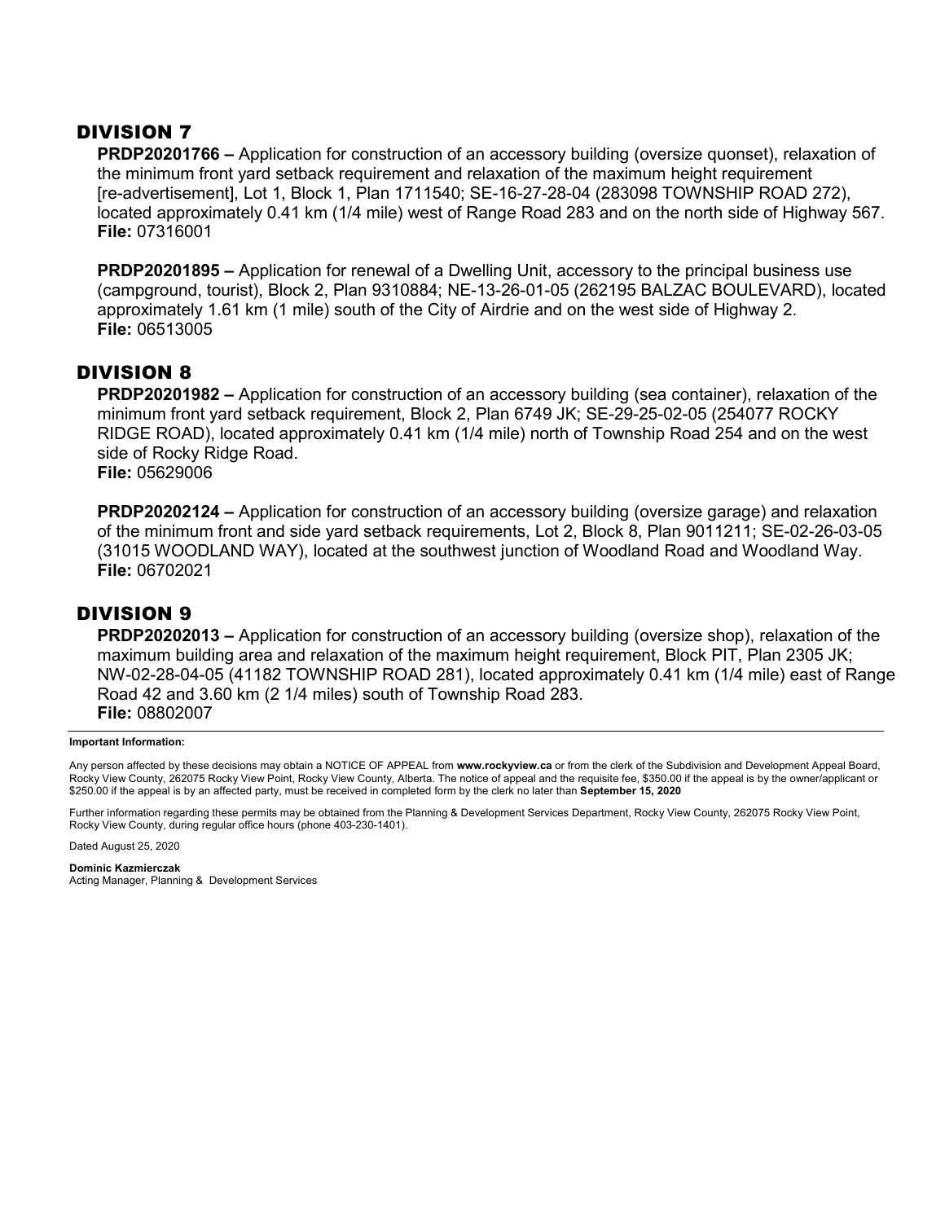## DIVISION 7

**PRDP20201766 –** Application for construction of an accessory building (oversize quonset), relaxation of the minimum front yard setback requirement and relaxation of the maximum height requirement [re-advertisement], Lot 1, Block 1, Plan 1711540; SE-16-27-28-04 (283098 TOWNSHIP ROAD 272), located approximately 0.41 km (1/4 mile) west of Range Road 283 and on the north side of Highway 567.
**File:** 07316001

**PRDP20201895 –** Application for renewal of a Dwelling Unit, accessory to the principal business use (campground, tourist), Block 2, Plan 9310884; NE-13-26-01-05 (262195 BALZAC BOULEVARD), located approximately 1.61 km (1 mile) south of the City of Airdrie and on the west side of Highway 2.
**File:** 06513005

## DIVISION 8

**PRDP20201982 –** Application for construction of an accessory building (sea container), relaxation of the minimum front yard setback requirement, Block 2, Plan 6749 JK; SE-29-25-02-05 (254077 ROCKY RIDGE ROAD), located approximately 0.41 km (1/4 mile) north of Township Road 254 and on the west side of Rocky Ridge Road.
**File:** 05629006

**PRDP20202124 –** Application for construction of an accessory building (oversize garage) and relaxation of the minimum front and side yard setback requirements, Lot 2, Block 8, Plan 9011211; SE-02-26-03-05 (31015 WOODLAND WAY), located at the southwest junction of Woodland Road and Woodland Way.
**File:** 06702021

## DIVISION 9

**PRDP20202013 –** Application for construction of an accessory building (oversize shop), relaxation of the maximum building area and relaxation of the maximum height requirement, Block PIT, Plan 2305 JK; NW-02-28-04-05 (41182 TOWNSHIP ROAD 281), located approximately 0.41 km (1/4 mile) east of Range Road 42 and 3.60 km (2 1/4 miles) south of Township Road 283.
**File:** 08802007

---

**Important Information:**

Any person affected by these decisions may obtain a NOTICE OF APPEAL from **www.rockyview.ca** or from the clerk of the Subdivision and Development Appeal Board, Rocky View County, 262075 Rocky View Point, Rocky View County, Alberta. The notice of appeal and the requisite fee, $350.00 if the appeal is by the owner/applicant or $250.00 if the appeal is by an affected party, must be received in completed form by the clerk no later than **September 15, 2020**

Further information regarding these permits may be obtained from the Planning & Development Services Department, Rocky View County, 262075 Rocky View Point, Rocky View County, during regular office hours (phone 403-230-1401).

Dated August 25, 2020

**Dominic Kazmierczak**
Acting Manager, Planning & Development Services